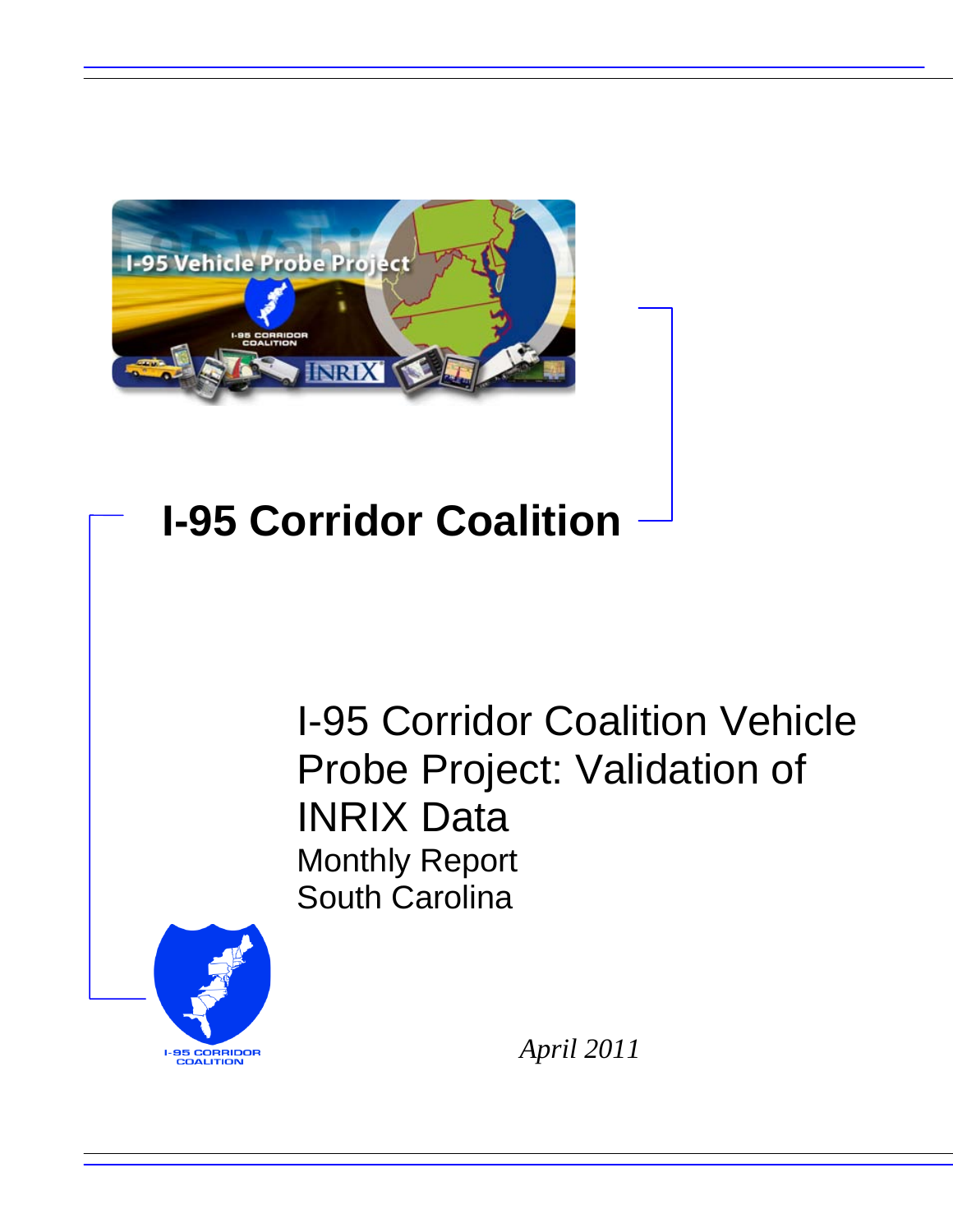# I-95 Corridor Coalition

## I-95 Corridor Coalition Vehicle Probe Project: Validation of INRIX Data

Monthly Report

South Carolina

*April 2011*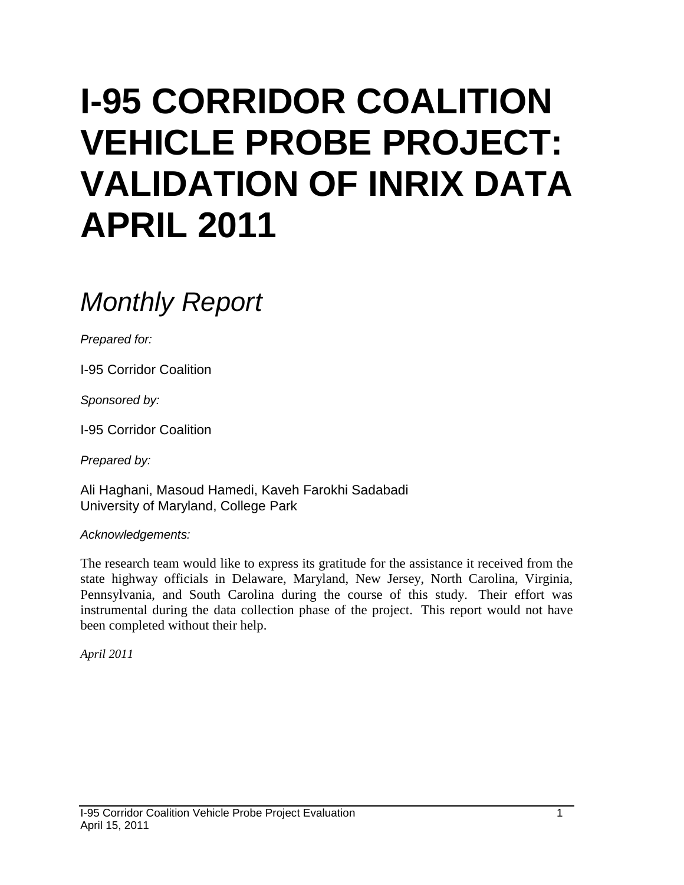# I-95 CORRIDOR COALITION VEHICLE PROBE PROJECT: VALIDATION OF INRIX DATA APRIL 2011

## *Monthly Report*

*Prepared for:*

I-95 Corridor Coalition

*Sponsored by:*

I-95 Corridor Coalition

*Prepared by:*

Ali Haghani, Masoud Hamedi, Kaveh Farokhi Sadabadi
University of Maryland, College Park

*Acknowledgements:*

The research team would like to express its gratitude for the assistance it received from the state highway officials in Delaware, Maryland, New Jersey, North Carolina, Virginia, Pennsylvania, and South Carolina during the course of this study. Their effort was instrumental during the data collection phase of the project. This report would not have been completed without their help.

*April 2011*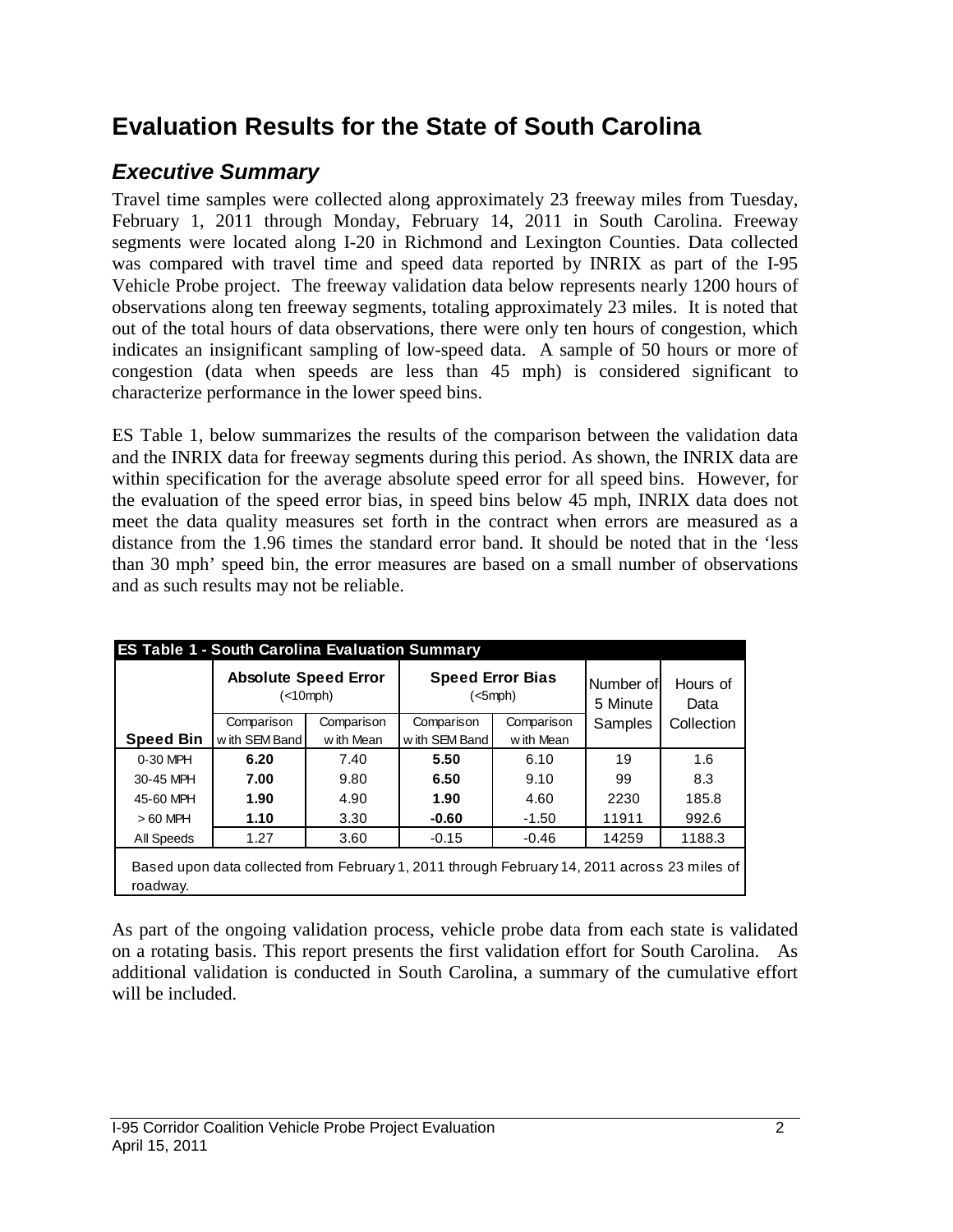# Evaluation Results for the State of South Carolina

## *Executive Summary*

Travel time samples were collected along approximately 23 freeway miles from Tuesday, February 1, 2011 through Monday, February 14, 2011 in South Carolina. Freeway segments were located along I-20 in Richmond and Lexington Counties. Data collected was compared with travel time and speed data reported by INRIX as part of the I-95 Vehicle Probe project. The freeway validation data below represents nearly 1200 hours of observations along ten freeway segments, totaling approximately 23 miles. It is noted that out of the total hours of data observations, there were only ten hours of congestion, which indicates an insignificant sampling of low-speed data. A sample of 50 hours or more of congestion (data when speeds are less than 45 mph) is considered significant to characterize performance in the lower speed bins.

ES Table 1, below summarizes the results of the comparison between the validation data and the INRIX data for freeway segments during this period. As shown, the INRIX data are within specification for the average absolute speed error for all speed bins. However, for the evaluation of the speed error bias, in speed bins below 45 mph, INRIX data does not meet the data quality measures set forth in the contract when errors are measured as a distance from the 1.96 times the standard error band. It should be noted that in the 'less than 30 mph' speed bin, the error measures are based on a small number of observations and as such results may not be reliable.

**ES Table 1 - South Carolina Evaluation Summary**

| Speed Bin | Absolute Speed Error (<10mph) | | Speed Error Bias (<5mph) | | Number of 5 Minute Samples | Hours of Data Collection |
|---|---|---|---|---|---|---|
| | Comparison with SEM Band | Comparison with Mean | Comparison with SEM Band | Comparison with Mean | | |
| 0-30 MPH | **6.20** | 7.40 | **5.50** | 6.10 | 19 | 1.6 |
| 30-45 MPH | **7.00** | 9.80 | **6.50** | 9.10 | 99 | 8.3 |
| 45-60 MPH | **1.90** | 4.90 | **1.90** | 4.60 | 2230 | 185.8 |
| > 60 MPH | **1.10** | 3.30 | **-0.60** | -1.50 | 11911 | 992.6 |
| All Speeds | 1.27 | 3.60 | -0.15 | -0.46 | 14259 | 1188.3 |

Based upon data collected from February 1, 2011 through February 14, 2011 across 23 miles of roadway.

As part of the ongoing validation process, vehicle probe data from each state is validated on a rotating basis. This report presents the first validation effort for South Carolina. As additional validation is conducted in South Carolina, a summary of the cumulative effort will be included.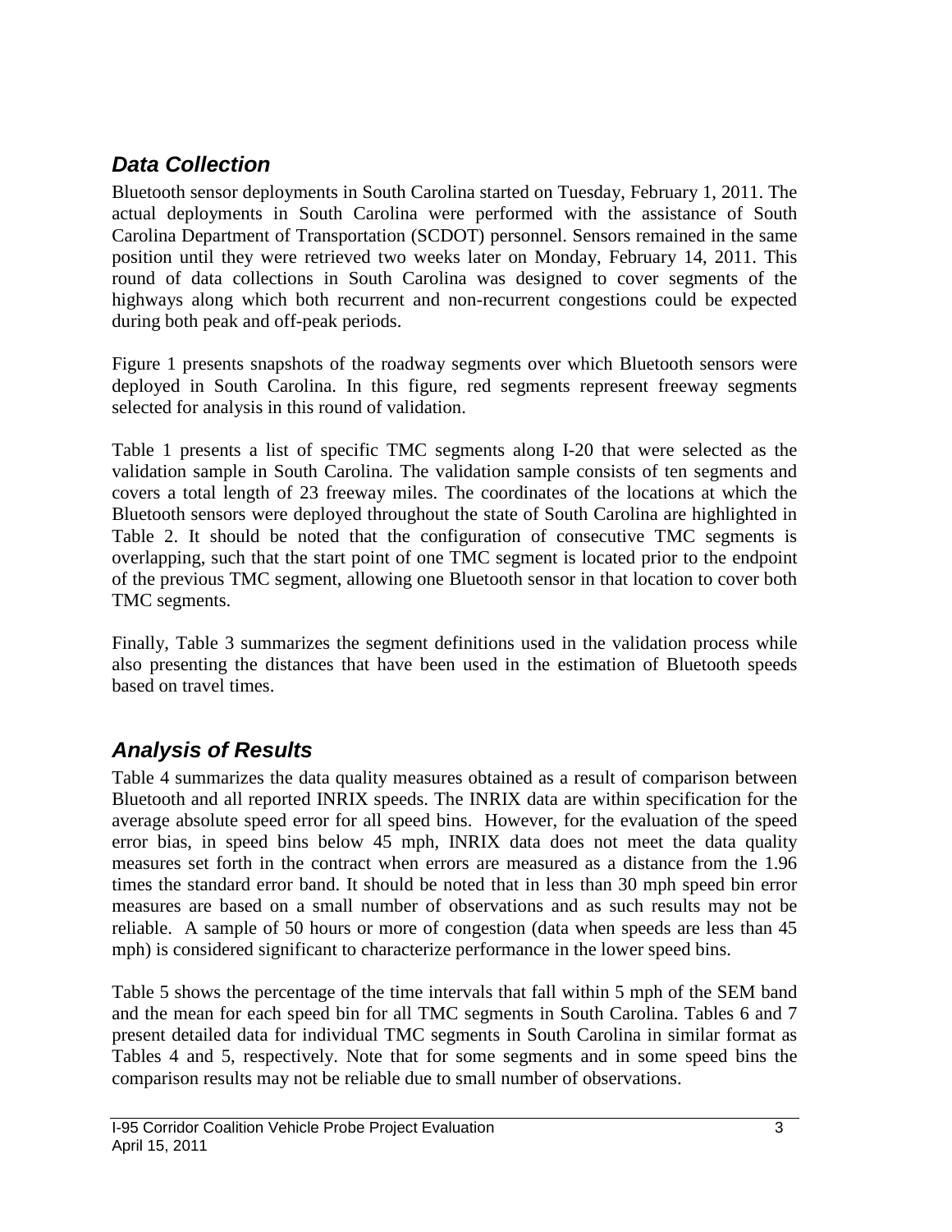## *Data Collection*

Bluetooth sensor deployments in South Carolina started on Tuesday, February 1, 2011. The actual deployments in South Carolina were performed with the assistance of South Carolina Department of Transportation (SCDOT) personnel. Sensors remained in the same position until they were retrieved two weeks later on Monday, February 14, 2011. This round of data collections in South Carolina was designed to cover segments of the highways along which both recurrent and non-recurrent congestions could be expected during both peak and off-peak periods.

Figure 1 presents snapshots of the roadway segments over which Bluetooth sensors were deployed in South Carolina. In this figure, red segments represent freeway segments selected for analysis in this round of validation.

Table 1 presents a list of specific TMC segments along I-20 that were selected as the validation sample in South Carolina. The validation sample consists of ten segments and covers a total length of 23 freeway miles. The coordinates of the locations at which the Bluetooth sensors were deployed throughout the state of South Carolina are highlighted in Table 2. It should be noted that the configuration of consecutive TMC segments is overlapping, such that the start point of one TMC segment is located prior to the endpoint of the previous TMC segment, allowing one Bluetooth sensor in that location to cover both TMC segments.

Finally, Table 3 summarizes the segment definitions used in the validation process while also presenting the distances that have been used in the estimation of Bluetooth speeds based on travel times.

## *Analysis of Results*

Table 4 summarizes the data quality measures obtained as a result of comparison between Bluetooth and all reported INRIX speeds. The INRIX data are within specification for the average absolute speed error for all speed bins. However, for the evaluation of the speed error bias, in speed bins below 45 mph, INRIX data does not meet the data quality measures set forth in the contract when errors are measured as a distance from the 1.96 times the standard error band. It should be noted that in less than 30 mph speed bin error measures are based on a small number of observations and as such results may not be reliable. A sample of 50 hours or more of congestion (data when speeds are less than 45 mph) is considered significant to characterize performance in the lower speed bins.

Table 5 shows the percentage of the time intervals that fall within 5 mph of the SEM band and the mean for each speed bin for all TMC segments in South Carolina. Tables 6 and 7 present detailed data for individual TMC segments in South Carolina in similar format as Tables 4 and 5, respectively. Note that for some segments and in some speed bins the comparison results may not be reliable due to small number of observations.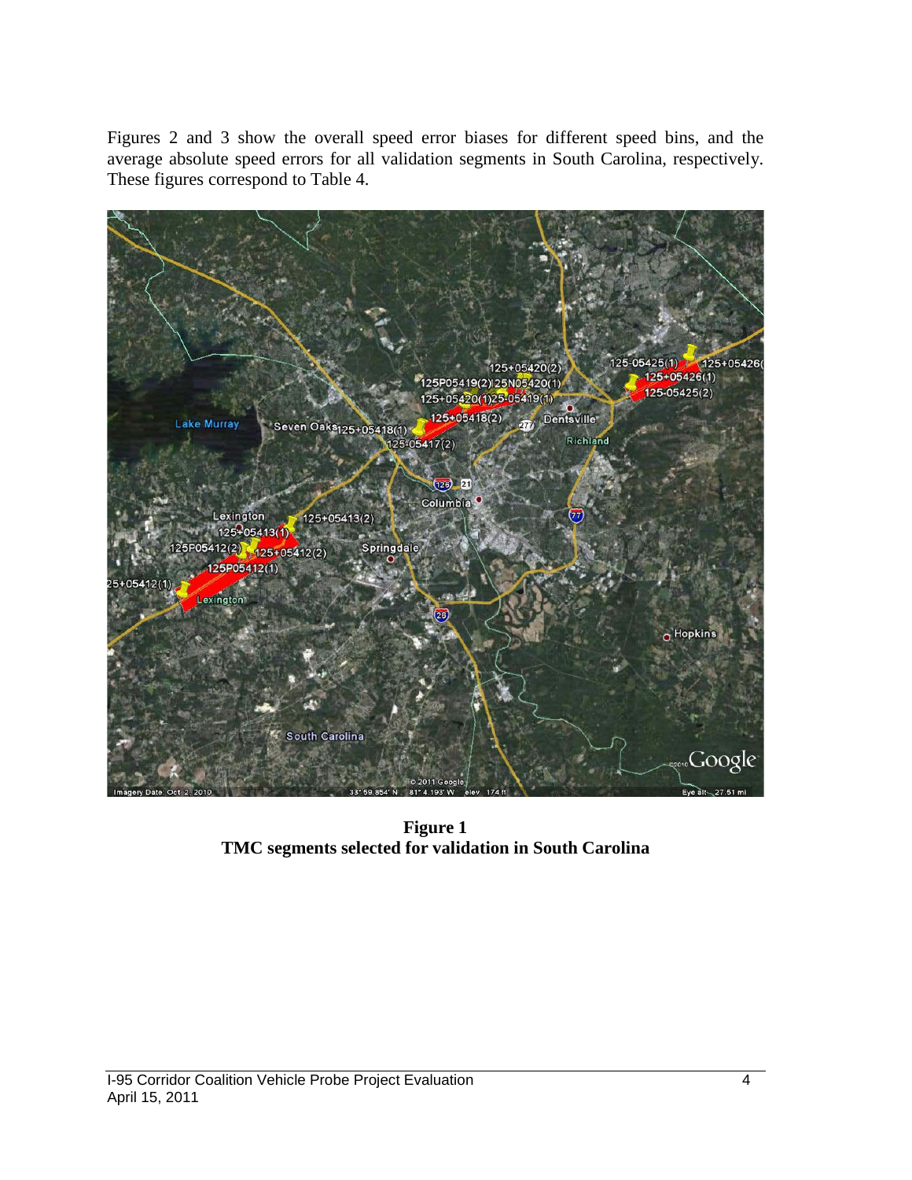Figures 2 and 3 show the overall speed error biases for different speed bins, and the average absolute speed errors for all validation segments in South Carolina, respectively. These figures correspond to Table 4.

**Figure 1**
**TMC segments selected for validation in South Carolina**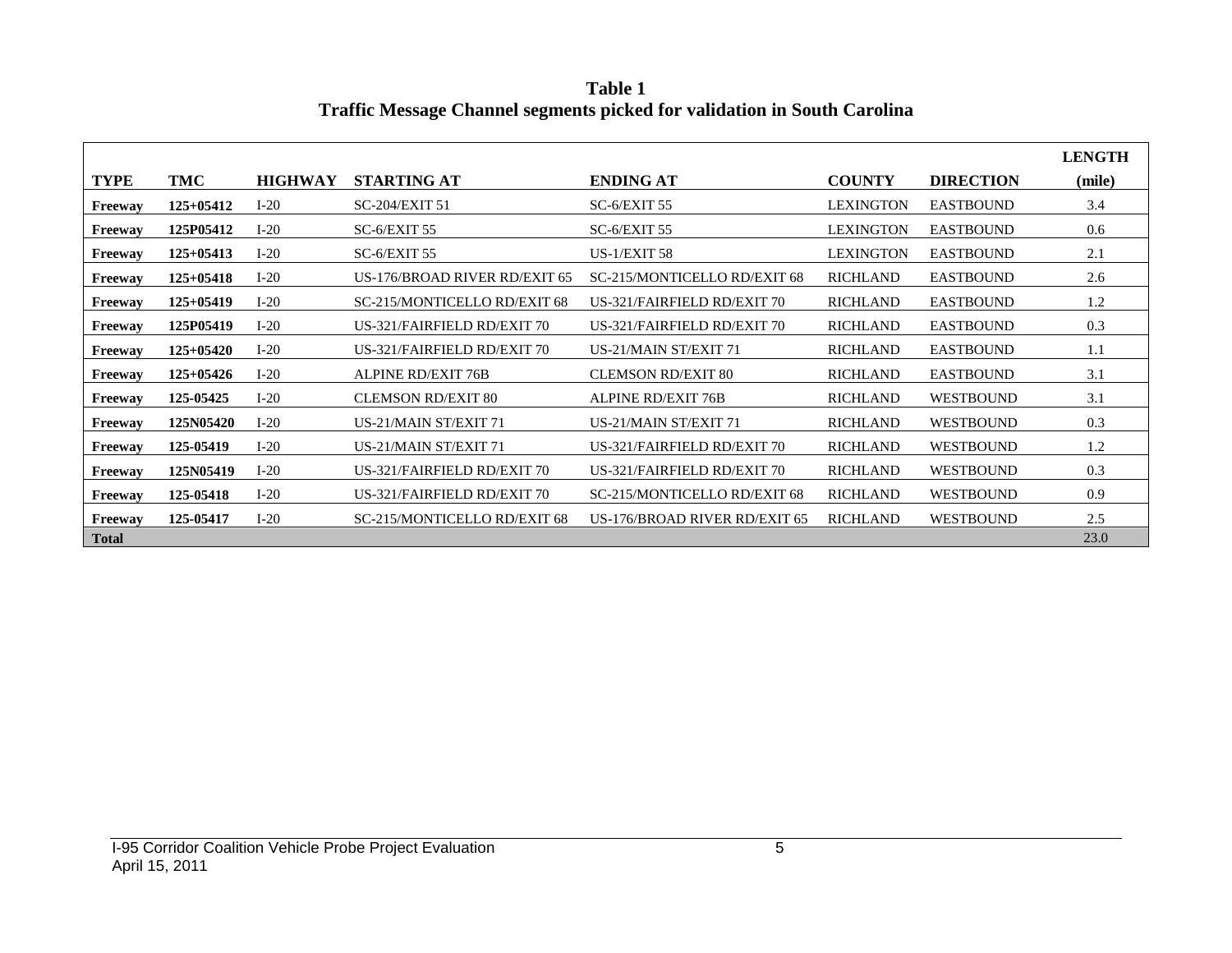**Table 1**
**Traffic Message Channel segments picked for validation in South Carolina**

| TYPE | TMC | HIGHWAY | STARTING AT | ENDING AT | COUNTY | DIRECTION | LENGTH (mile) |
|---|---|---|---|---|---|---|---|
| **Freeway** | **125+05412** | I-20 | SC-204/EXIT 51 | SC-6/EXIT 55 | LEXINGTON | EASTBOUND | 3.4 |
| **Freeway** | **125P05412** | I-20 | SC-6/EXIT 55 | SC-6/EXIT 55 | LEXINGTON | EASTBOUND | 0.6 |
| **Freeway** | **125+05413** | I-20 | SC-6/EXIT 55 | US-1/EXIT 58 | LEXINGTON | EASTBOUND | 2.1 |
| **Freeway** | **125+05418** | I-20 | US-176/BROAD RIVER RD/EXIT 65 | SC-215/MONTICELLO RD/EXIT 68 | RICHLAND | EASTBOUND | 2.6 |
| **Freeway** | **125+05419** | I-20 | SC-215/MONTICELLO RD/EXIT 68 | US-321/FAIRFIELD RD/EXIT 70 | RICHLAND | EASTBOUND | 1.2 |
| **Freeway** | **125P05419** | I-20 | US-321/FAIRFIELD RD/EXIT 70 | US-321/FAIRFIELD RD/EXIT 70 | RICHLAND | EASTBOUND | 0.3 |
| **Freeway** | **125+05420** | I-20 | US-321/FAIRFIELD RD/EXIT 70 | US-21/MAIN ST/EXIT 71 | RICHLAND | EASTBOUND | 1.1 |
| **Freeway** | **125+05426** | I-20 | ALPINE RD/EXIT 76B | CLEMSON RD/EXIT 80 | RICHLAND | EASTBOUND | 3.1 |
| **Freeway** | **125-05425** | I-20 | CLEMSON RD/EXIT 80 | ALPINE RD/EXIT 76B | RICHLAND | WESTBOUND | 3.1 |
| **Freeway** | **125N05420** | I-20 | US-21/MAIN ST/EXIT 71 | US-21/MAIN ST/EXIT 71 | RICHLAND | WESTBOUND | 0.3 |
| **Freeway** | **125-05419** | I-20 | US-21/MAIN ST/EXIT 71 | US-321/FAIRFIELD RD/EXIT 70 | RICHLAND | WESTBOUND | 1.2 |
| **Freeway** | **125N05419** | I-20 | US-321/FAIRFIELD RD/EXIT 70 | US-321/FAIRFIELD RD/EXIT 70 | RICHLAND | WESTBOUND | 0.3 |
| **Freeway** | **125-05418** | I-20 | US-321/FAIRFIELD RD/EXIT 70 | SC-215/MONTICELLO RD/EXIT 68 | RICHLAND | WESTBOUND | 0.9 |
| **Freeway** | **125-05417** | I-20 | SC-215/MONTICELLO RD/EXIT 68 | US-176/BROAD RIVER RD/EXIT 65 | RICHLAND | WESTBOUND | 2.5 |
| **Total** | | | | | | | 23.0 |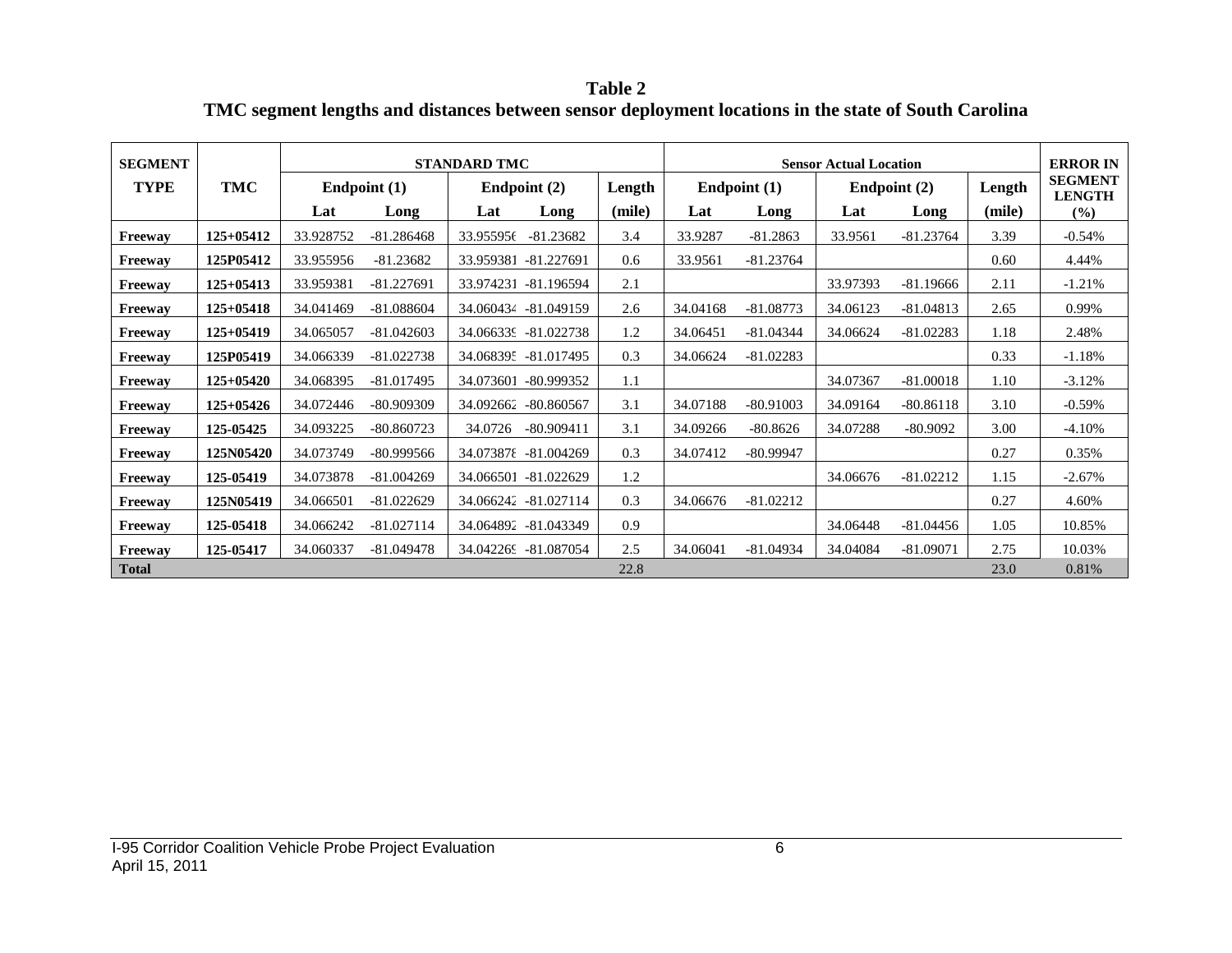**Table 2**

**TMC segment lengths and distances between sensor deployment locations in the state of South Carolina**

| SEGMENT TYPE | TMC | STANDARD TMC | | | | | Sensor Actual Location | | | | | ERROR IN SEGMENT LENGTH |
|---|---|---|---|---|---|---|---|---|---|---|---|---|
| | | Endpoint (1) | | Endpoint (2) | | Length | Endpoint (1) | | Endpoint (2) | | Length | |
| | | Lat | Long | Lat | Long | (mile) | Lat | Long | Lat | Long | (mile) | (%) |
| **Freeway** | **125+05412** | 33.928752 | -81.286468 | 33.955956 | -81.23682 | 3.4 | 33.9287 | -81.2863 | 33.9561 | -81.23764 | 3.39 | -0.54% |
| **Freeway** | **125P05412** | 33.955956 | -81.23682 | 33.959381 | -81.227691 | 0.6 | 33.9561 | -81.23764 | | | 0.60 | 4.44% |
| **Freeway** | **125+05413** | 33.959381 | -81.227691 | 33.974231 | -81.196594 | 2.1 | | | 33.97393 | -81.19666 | 2.11 | -1.21% |
| **Freeway** | **125+05418** | 34.041469 | -81.088604 | 34.060434 | -81.049159 | 2.6 | 34.04168 | -81.08773 | 34.06123 | -81.04813 | 2.65 | 0.99% |
| **Freeway** | **125+05419** | 34.065057 | -81.042603 | 34.066339 | -81.022738 | 1.2 | 34.06451 | -81.04344 | 34.06624 | -81.02283 | 1.18 | 2.48% |
| **Freeway** | **125P05419** | 34.066339 | -81.022738 | 34.068395 | -81.017495 | 0.3 | 34.06624 | -81.02283 | | | 0.33 | -1.18% |
| **Freeway** | **125+05420** | 34.068395 | -81.017495 | 34.073601 | -80.999352 | 1.1 | | | 34.07367 | -81.00018 | 1.10 | -3.12% |
| **Freeway** | **125+05426** | 34.072446 | -80.909309 | 34.092662 | -80.860567 | 3.1 | 34.07188 | -80.91003 | 34.09164 | -80.86118 | 3.10 | -0.59% |
| **Freeway** | **125-05425** | 34.093225 | -80.860723 | 34.0726 | -80.909411 | 3.1 | 34.09266 | -80.8626 | 34.07288 | -80.9092 | 3.00 | -4.10% |
| **Freeway** | **125N05420** | 34.073749 | -80.999566 | 34.073878 | -81.004269 | 0.3 | 34.07412 | -80.99947 | | | 0.27 | 0.35% |
| **Freeway** | **125-05419** | 34.073878 | -81.004269 | 34.066501 | -81.022629 | 1.2 | | | 34.06676 | -81.02212 | 1.15 | -2.67% |
| **Freeway** | **125N05419** | 34.066501 | -81.022629 | 34.066242 | -81.027114 | 0.3 | 34.06676 | -81.02212 | | | 0.27 | 4.60% |
| **Freeway** | **125-05418** | 34.066242 | -81.027114 | 34.064892 | -81.043349 | 0.9 | | | 34.06448 | -81.04456 | 1.05 | 10.85% |
| **Freeway** | **125-05417** | 34.060337 | -81.049478 | 34.042269 | -81.087054 | 2.5 | 34.06041 | -81.04934 | 34.04084 | -81.09071 | 2.75 | 10.03% |
| **Total** | | | | | | 22.8 | | | | | 23.0 | 0.81% |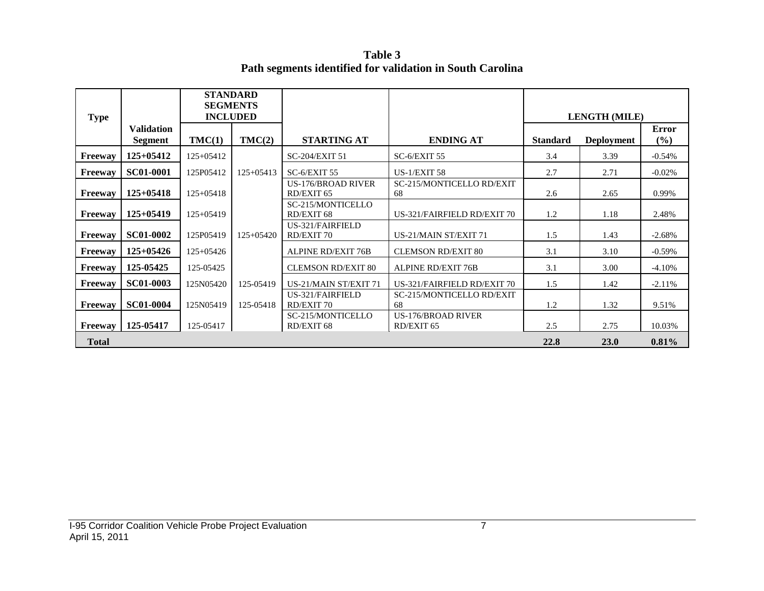**Table 3**
**Path segments identified for validation in South Carolina**

| Type | Validation Segment | STANDARD SEGMENTS INCLUDED | | STARTING AT | ENDING AT | LENGTH (MILE) | | |
|---|---|---|---|---|---|---|---|---|
| | | TMC(1) | TMC(2) | | | Standard | Deployment | Error (%) |
| **Freeway** | **125+05412** | 125+05412 | | SC-204/EXIT 51 | SC-6/EXIT 55 | 3.4 | 3.39 | -0.54% |
| **Freeway** | **SC01-0001** | 125P05412 | 125+05413 | SC-6/EXIT 55 | US-1/EXIT 58 | 2.7 | 2.71 | -0.02% |
| **Freeway** | **125+05418** | 125+05418 | | US-176/BROAD RIVER RD/EXIT 65 | SC-215/MONTICELLO RD/EXIT 68 | 2.6 | 2.65 | 0.99% |
| **Freeway** | **125+05419** | 125+05419 | | SC-215/MONTICELLO RD/EXIT 68 | US-321/FAIRFIELD RD/EXIT 70 | 1.2 | 1.18 | 2.48% |
| **Freeway** | **SC01-0002** | 125P05419 | 125+05420 | US-321/FAIRFIELD RD/EXIT 70 | US-21/MAIN ST/EXIT 71 | 1.5 | 1.43 | -2.68% |
| **Freeway** | **125+05426** | 125+05426 | | ALPINE RD/EXIT 76B | CLEMSON RD/EXIT 80 | 3.1 | 3.10 | -0.59% |
| **Freeway** | **125-05425** | 125-05425 | | CLEMSON RD/EXIT 80 | ALPINE RD/EXIT 76B | 3.1 | 3.00 | -4.10% |
| **Freeway** | **SC01-0003** | 125N05420 | 125-05419 | US-21/MAIN ST/EXIT 71 | US-321/FAIRFIELD RD/EXIT 70 | 1.5 | 1.42 | -2.11% |
| **Freeway** | **SC01-0004** | 125N05419 | 125-05418 | US-321/FAIRFIELD RD/EXIT 70 | SC-215/MONTICELLO RD/EXIT 68 | 1.2 | 1.32 | 9.51% |
| **Freeway** | **125-05417** | 125-05417 | | SC-215/MONTICELLO RD/EXIT 68 | US-176/BROAD RIVER RD/EXIT 65 | 2.5 | 2.75 | 10.03% |
| **Total** | | | | | | **22.8** | **23.0** | **0.81%** |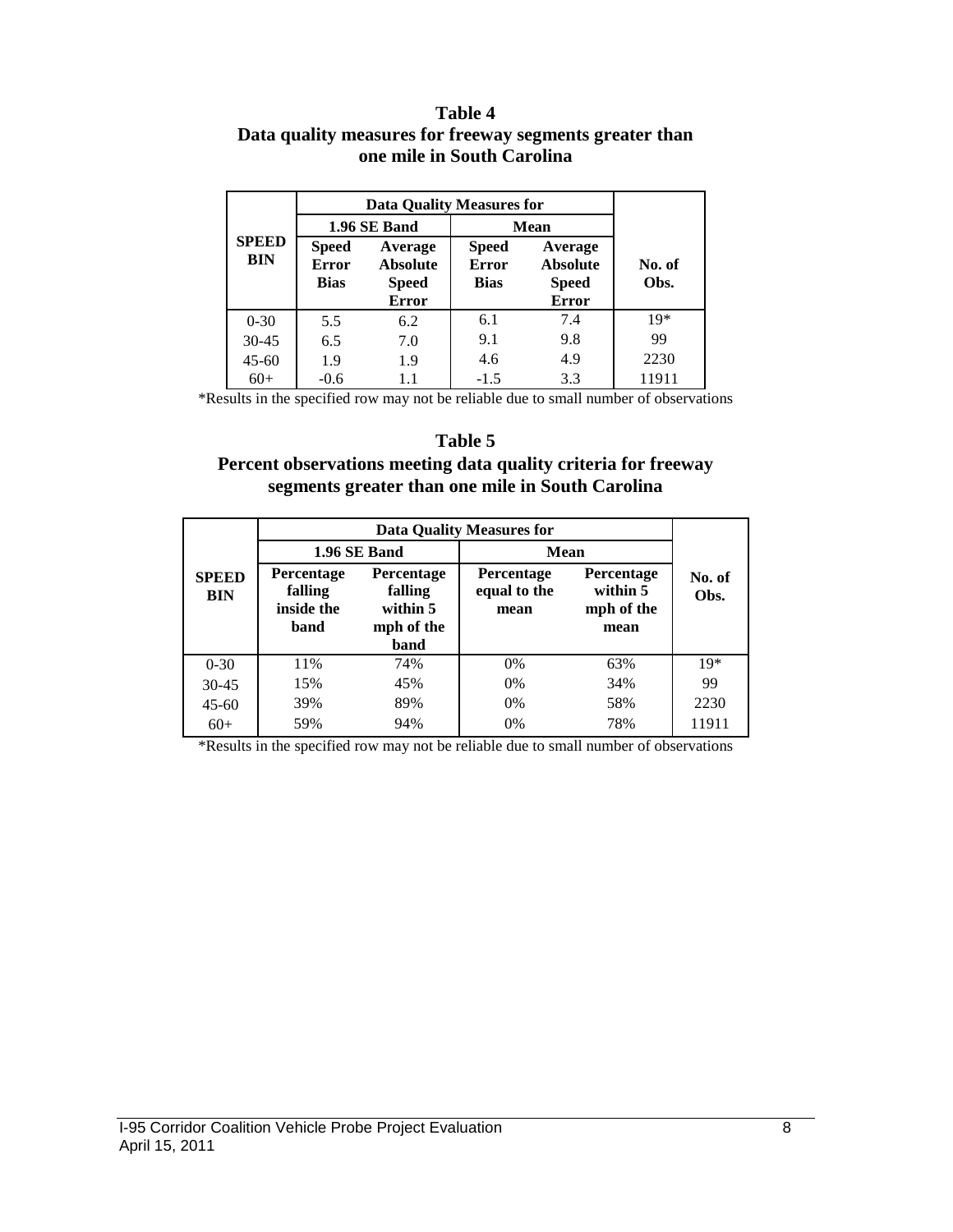**Table 4**
**Data quality measures for freeway segments greater than one mile in South Carolina**

| SPEED BIN | Data Quality Measures for | | | | No. of Obs. |
|---|---|---|---|---|---|
| | 1.96 SE Band | | Mean | | |
| | Speed Error Bias | Average Absolute Speed Error | Speed Error Bias | Average Absolute Speed Error | |
| 0-30 | 5.5 | 6.2 | 6.1 | 7.4 | 19* |
| 30-45 | 6.5 | 7.0 | 9.1 | 9.8 | 99 |
| 45-60 | 1.9 | 1.9 | 4.6 | 4.9 | 2230 |
| 60+ | -0.6 | 1.1 | -1.5 | 3.3 | 11911 |

*Results in the specified row may not be reliable due to small number of observations

**Table 5**
**Percent observations meeting data quality criteria for freeway segments greater than one mile in South Carolina**

| SPEED BIN | Data Quality Measures for | | | | No. of Obs. |
|---|---|---|---|---|---|
| | 1.96 SE Band | | Mean | | |
| | Percentage falling inside the band | Percentage falling within 5 mph of the band | Percentage equal to the mean | Percentage within 5 mph of the mean | |
| 0-30 | 11% | 74% | 0% | 63% | 19* |
| 30-45 | 15% | 45% | 0% | 34% | 99 |
| 45-60 | 39% | 89% | 0% | 58% | 2230 |
| 60+ | 59% | 94% | 0% | 78% | 11911 |

*Results in the specified row may not be reliable due to small number of observations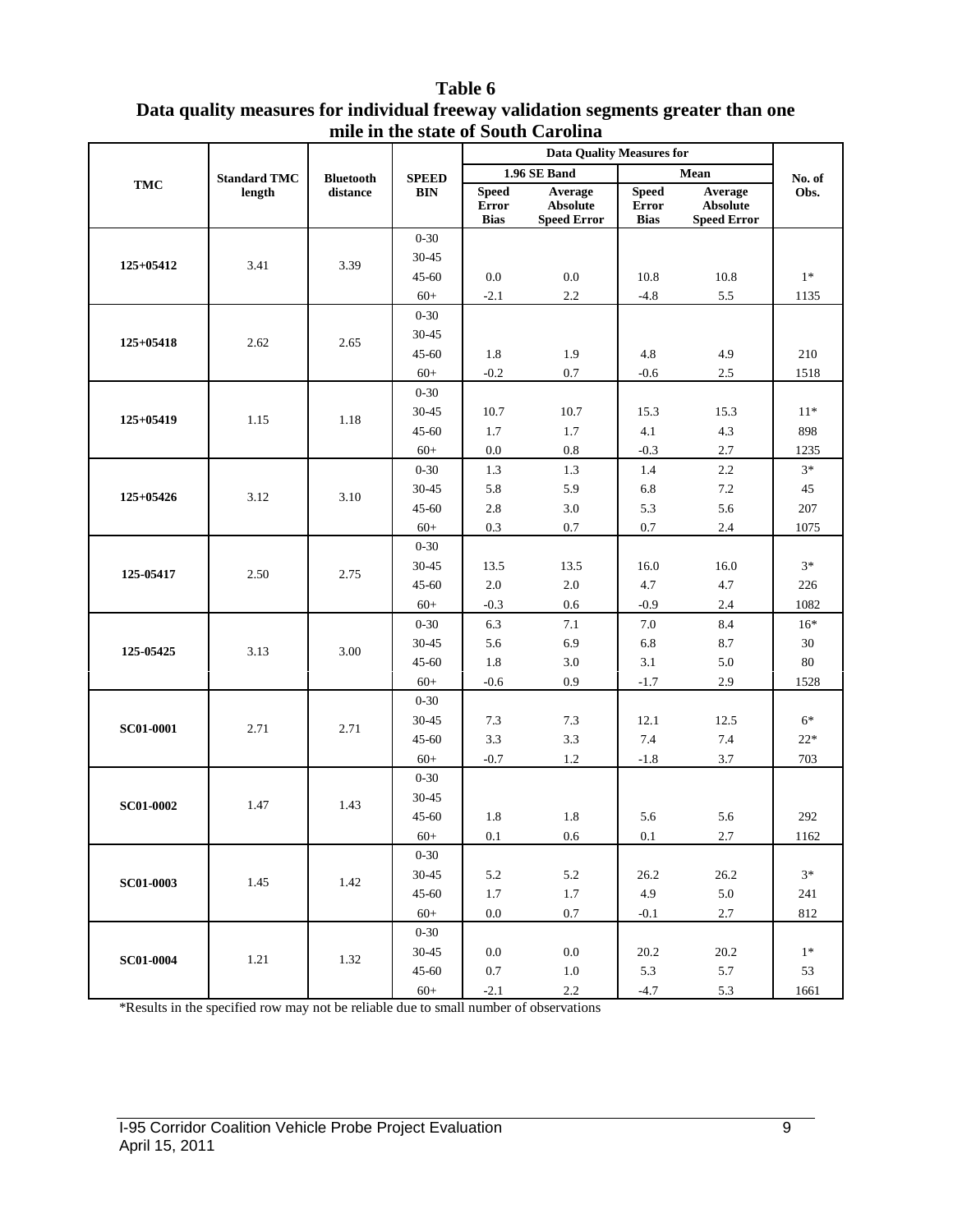# Table 6
## Data quality measures for individual freeway validation segments greater than one mile in the state of South Carolina

| TMC | Standard TMC length | Bluetooth distance | SPEED BIN | Data Quality Measures for 1.96 SE Band | | Data Quality Measures for Mean | | No. of Obs. |
|---|---|---|---|---|---|---|---|---|
| | | | | Speed Error Bias | Average Absolute Speed Error | Speed Error Bias | Average Absolute Speed Error | |
| 125+05412 | 3.41 | 3.39 | 0-30 | | | | | |
| | | | 30-45 | | | | | |
| | | | 45-60 | 0.0 | 0.0 | 10.8 | 10.8 | 1* |
| | | | 60+ | -2.1 | 2.2 | -4.8 | 5.5 | 1135 |
| 125+05418 | 2.62 | 2.65 | 0-30 | | | | | |
| | | | 30-45 | | | | | |
| | | | 45-60 | 1.8 | 1.9 | 4.8 | 4.9 | 210 |
| | | | 60+ | -0.2 | 0.7 | -0.6 | 2.5 | 1518 |
| 125+05419 | 1.15 | 1.18 | 0-30 | | | | | |
| | | | 30-45 | 10.7 | 10.7 | 15.3 | 15.3 | 11* |
| | | | 45-60 | 1.7 | 1.7 | 4.1 | 4.3 | 898 |
| | | | 60+ | 0.0 | 0.8 | -0.3 | 2.7 | 1235 |
| 125+05426 | 3.12 | 3.10 | 0-30 | 1.3 | 1.3 | 1.4 | 2.2 | 3* |
| | | | 30-45 | 5.8 | 5.9 | 6.8 | 7.2 | 45 |
| | | | 45-60 | 2.8 | 3.0 | 5.3 | 5.6 | 207 |
| | | | 60+ | 0.3 | 0.7 | 0.7 | 2.4 | 1075 |
| 125-05417 | 2.50 | 2.75 | 0-30 | | | | | |
| | | | 30-45 | 13.5 | 13.5 | 16.0 | 16.0 | 3* |
| | | | 45-60 | 2.0 | 2.0 | 4.7 | 4.7 | 226 |
| | | | 60+ | -0.3 | 0.6 | -0.9 | 2.4 | 1082 |
| 125-05425 | 3.13 | 3.00 | 0-30 | 6.3 | 7.1 | 7.0 | 8.4 | 16* |
| | | | 30-45 | 5.6 | 6.9 | 6.8 | 8.7 | 30 |
| | | | 45-60 | 1.8 | 3.0 | 3.1 | 5.0 | 80 |
| | | | 60+ | -0.6 | 0.9 | -1.7 | 2.9 | 1528 |
| SC01-0001 | 2.71 | 2.71 | 0-30 | | | | | |
| | | | 30-45 | 7.3 | 7.3 | 12.1 | 12.5 | 6* |
| | | | 45-60 | 3.3 | 3.3 | 7.4 | 7.4 | 22* |
| | | | 60+ | -0.7 | 1.2 | -1.8 | 3.7 | 703 |
| SC01-0002 | 1.47 | 1.43 | 0-30 | | | | | |
| | | | 30-45 | | | | | |
| | | | 45-60 | 1.8 | 1.8 | 5.6 | 5.6 | 292 |
| | | | 60+ | 0.1 | 0.6 | 0.1 | 2.7 | 1162 |
| SC01-0003 | 1.45 | 1.42 | 0-30 | | | | | |
| | | | 30-45 | 5.2 | 5.2 | 26.2 | 26.2 | 3* |
| | | | 45-60 | 1.7 | 1.7 | 4.9 | 5.0 | 241 |
| | | | 60+ | 0.0 | 0.7 | -0.1 | 2.7 | 812 |
| SC01-0004 | 1.21 | 1.32 | 0-30 | | | | | |
| | | | 30-45 | 0.0 | 0.0 | 20.2 | 20.2 | 1* |
| | | | 45-60 | 0.7 | 1.0 | 5.3 | 5.7 | 53 |
| | | | 60+ | -2.1 | 2.2 | -4.7 | 5.3 | 1661 |

*Results in the specified row may not be reliable due to small number of observations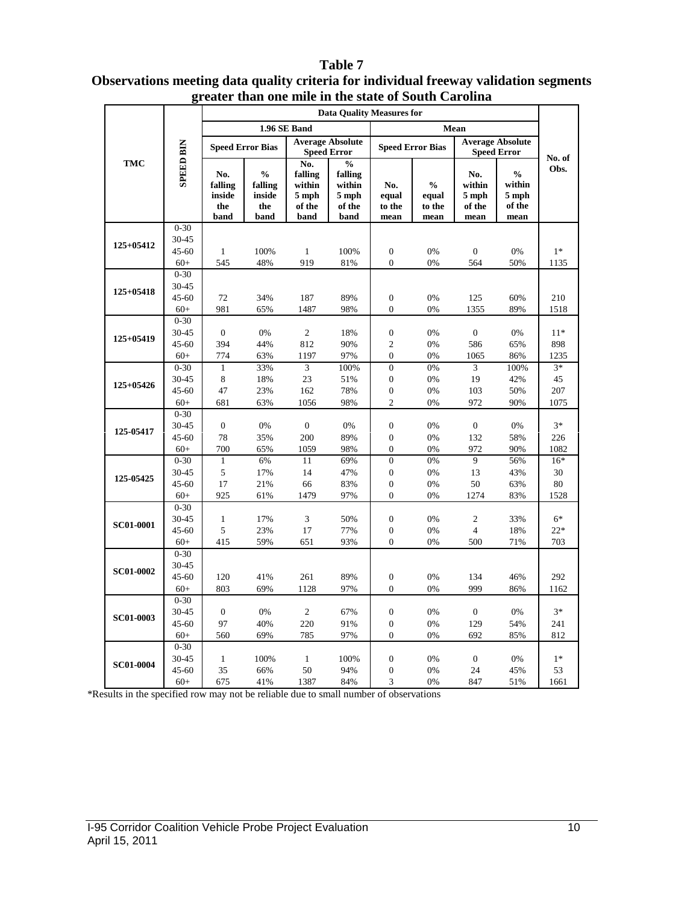# Table 7

## Observations meeting data quality criteria for individual freeway validation segments greater than one mile in the state of South Carolina

| TMC | SPEED BIN | Data Quality Measures for | | | | | | | | No. of Obs. |
|---|---|---|---|---|---|---|---|---|---|---|
| | | 1.96 SE Band | | | | Mean | | | | |
| | | Speed Error Bias | | Average Absolute Speed Error | | Speed Error Bias | | Average Absolute Speed Error | | |
| | | No. falling inside the band | % falling inside the band | No. falling within 5 mph of the band | % falling within 5 mph of the band | No. equal to the mean | % equal to the mean | No. within 5 mph of the mean | % within 5 mph of the mean | |
| 125+05412 | 0-30 | | | | | | | | | |
| | 30-45 | | | | | | | | | |
| | 45-60 | 1 | 100% | 1 | 100% | 0 | 0% | 0 | 0% | 1* |
| | 60+ | 545 | 48% | 919 | 81% | 0 | 0% | 564 | 50% | 1135 |
| 125+05418 | 0-30 | | | | | | | | | |
| | 30-45 | | | | | | | | | |
| | 45-60 | 72 | 34% | 187 | 89% | 0 | 0% | 125 | 60% | 210 |
| | 60+ | 981 | 65% | 1487 | 98% | 0 | 0% | 1355 | 89% | 1518 |
| 125+05419 | 0-30 | | | | | | | | | |
| | 30-45 | 0 | 0% | 2 | 18% | 0 | 0% | 0 | 0% | 11* |
| | 45-60 | 394 | 44% | 812 | 90% | 2 | 0% | 586 | 65% | 898 |
| | 60+ | 774 | 63% | 1197 | 97% | 0 | 0% | 1065 | 86% | 1235 |
| 125+05426 | 0-30 | 1 | 33% | 3 | 100% | 0 | 0% | 3 | 100% | 3* |
| | 30-45 | 8 | 18% | 23 | 51% | 0 | 0% | 19 | 42% | 45 |
| | 45-60 | 47 | 23% | 162 | 78% | 0 | 0% | 103 | 50% | 207 |
| | 60+ | 681 | 63% | 1056 | 98% | 2 | 0% | 972 | 90% | 1075 |
| 125-05417 | 0-30 | | | | | | | | | |
| | 30-45 | 0 | 0% | 0 | 0% | 0 | 0% | 0 | 0% | 3* |
| | 45-60 | 78 | 35% | 200 | 89% | 0 | 0% | 132 | 58% | 226 |
| | 60+ | 700 | 65% | 1059 | 98% | 0 | 0% | 972 | 90% | 1082 |
| 125-05425 | 0-30 | 1 | 6% | 11 | 69% | 0 | 0% | 9 | 56% | 16* |
| | 30-45 | 5 | 17% | 14 | 47% | 0 | 0% | 13 | 43% | 30 |
| | 45-60 | 17 | 21% | 66 | 83% | 0 | 0% | 50 | 63% | 80 |
| | 60+ | 925 | 61% | 1479 | 97% | 0 | 0% | 1274 | 83% | 1528 |
| SC01-0001 | 0-30 | | | | | | | | | |
| | 30-45 | 1 | 17% | 3 | 50% | 0 | 0% | 2 | 33% | 6* |
| | 45-60 | 5 | 23% | 17 | 77% | 0 | 0% | 4 | 18% | 22* |
| | 60+ | 415 | 59% | 651 | 93% | 0 | 0% | 500 | 71% | 703 |
| SC01-0002 | 0-30 | | | | | | | | | |
| | 30-45 | | | | | | | | | |
| | 45-60 | 120 | 41% | 261 | 89% | 0 | 0% | 134 | 46% | 292 |
| | 60+ | 803 | 69% | 1128 | 97% | 0 | 0% | 999 | 86% | 1162 |
| SC01-0003 | 0-30 | | | | | | | | | |
| | 30-45 | 0 | 0% | 2 | 67% | 0 | 0% | 0 | 0% | 3* |
| | 45-60 | 97 | 40% | 220 | 91% | 0 | 0% | 129 | 54% | 241 |
| | 60+ | 560 | 69% | 785 | 97% | 0 | 0% | 692 | 85% | 812 |
| SC01-0004 | 0-30 | | | | | | | | | |
| | 30-45 | 1 | 100% | 1 | 100% | 0 | 0% | 0 | 0% | 1* |
| | 45-60 | 35 | 66% | 50 | 94% | 0 | 0% | 24 | 45% | 53 |
| | 60+ | 675 | 41% | 1387 | 84% | 3 | 0% | 847 | 51% | 1661 |

*Results in the specified row may not be reliable due to small number of observations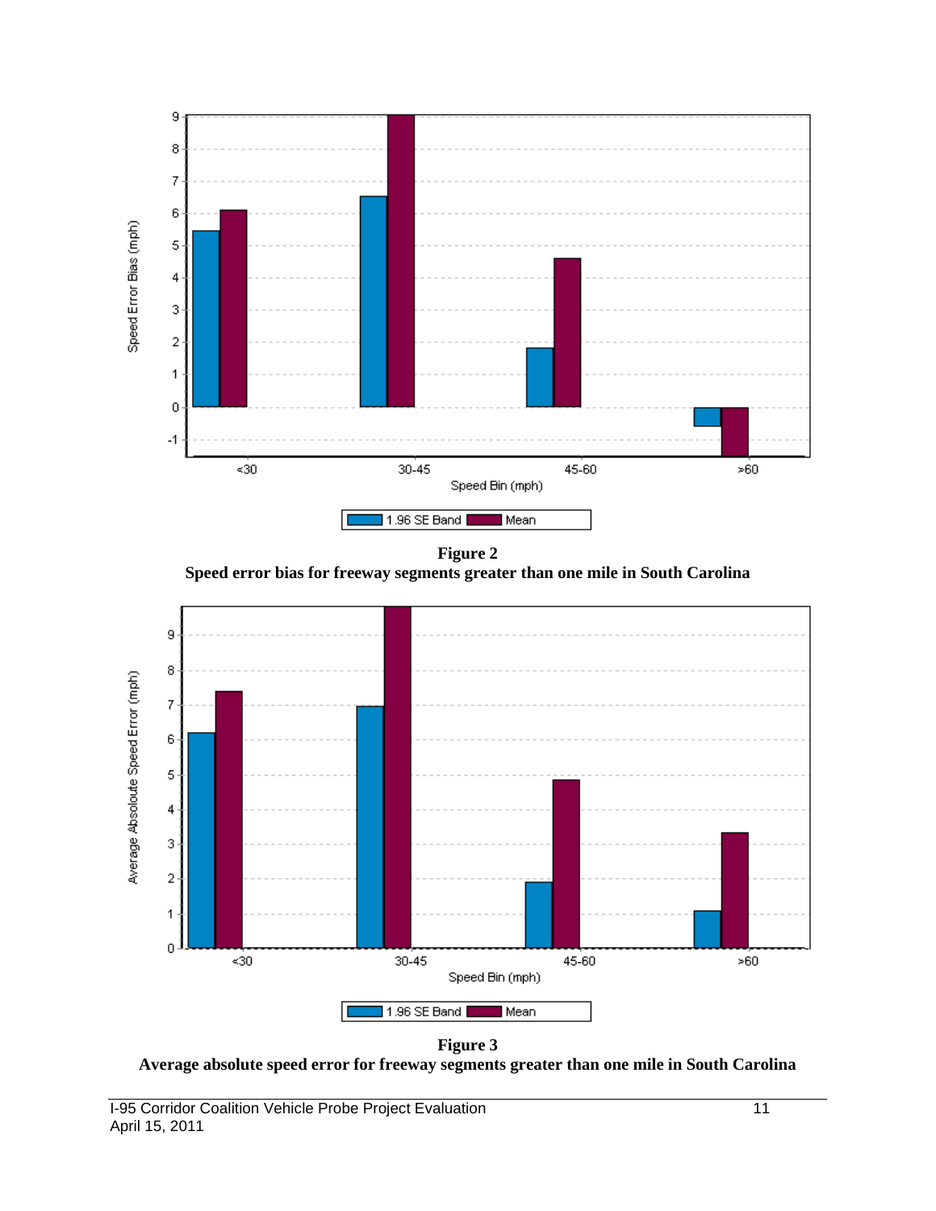9
8
7
6
5
4
3
2
1
0
-1

Speed Error Bias (mph)

<30
30-45
45-60
>60

Speed Bin (mph)

1.96 SE Band
Mean

**Figure 2**
**Speed error bias for freeway segments greater than one mile in South Carolina**

9
8
7
6
5
4
3
2
1
0

Average Absoloute Speed Error (mph)

<30
30-45
45-60
>60

Speed Bin (mph)

1.96 SE Band
Mean

**Figure 3**
**Average absolute speed error for freeway segments greater than one mile in South Carolina**